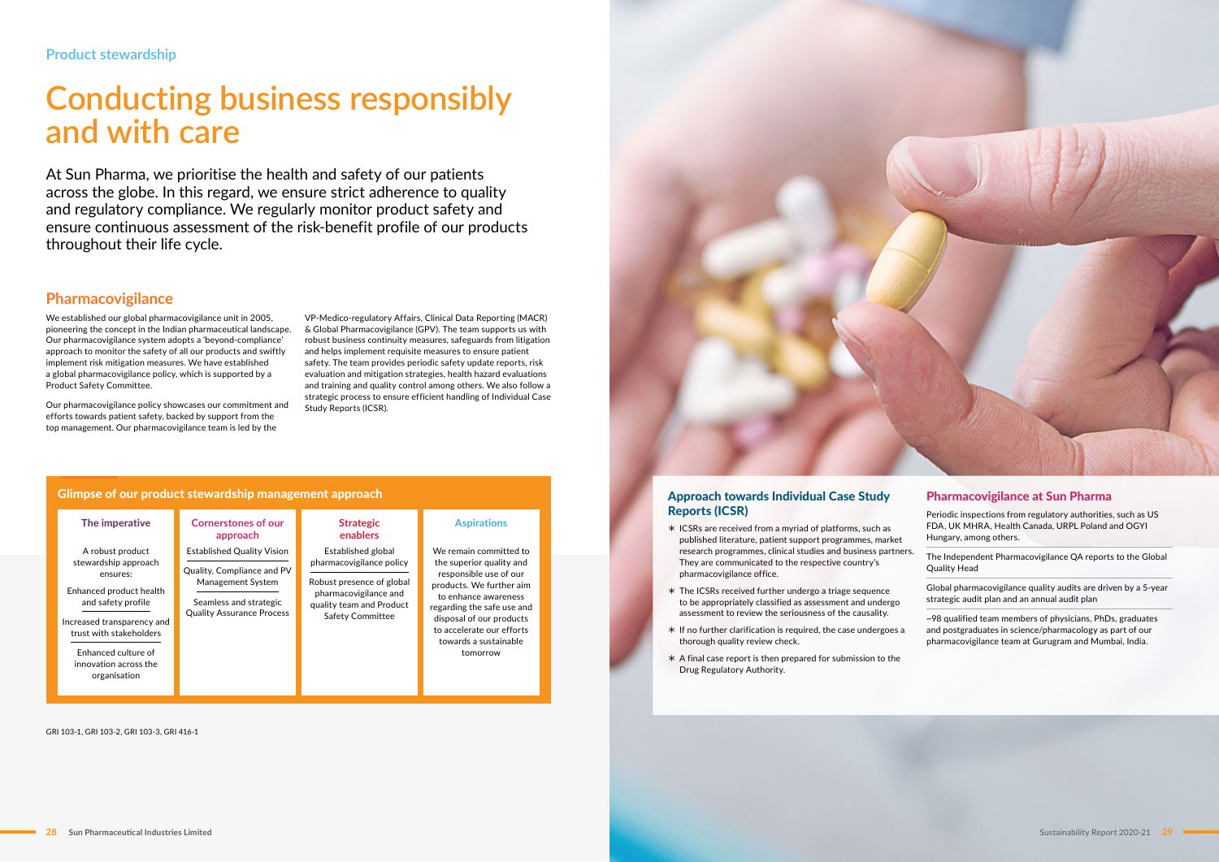Product stewardship

# Conducting business responsibly and with care

At Sun Pharma, we prioritise the health and safety of our patients across the globe. In this regard, we ensure strict adherence to quality and regulatory compliance. We regularly monitor product safety and ensure continuous assessment of the risk-benefit profile of our products throughout their life cycle.

## Pharmacovigilance

We established our global pharmacovigilance unit in 2005, pioneering the concept in the Indian pharmaceutical landscape. Our pharmacovigilance system adopts a 'beyond-compliance' approach to monitor the safety of all our products and swiftly implement risk mitigation measures. We have established a global pharmacovigilance policy, which is supported by a Product Safety Committee.

Our pharmacovigilance policy showcases our commitment and efforts towards patient safety, backed by support from the top management. Our pharmacovigilance team is led by the VP-Medico-regulatory Affairs, Clinical Data Reporting (MACR) & Global Pharmacovigilance (GPV). The team supports us with robust business continuity measures, safeguards from litigation and helps implement requisite measures to ensure patient safety. The team provides periodic safety update reports, risk evaluation and mitigation strategies, health hazard evaluations and training and quality control among others. We also follow a strategic process to ensure efficient handling of Individual Case Study Reports (ICSR).

### Glimpse of our product stewardship management approach

| The imperative | Cornerstones of our approach | Strategic enablers | Aspirations |
|---|---|---|---|
| A robust product stewardship approach ensures:<br>Enhanced product health and safety profile<br>Increased transparency and trust with stakeholders<br>Enhanced culture of innovation across the organisation | Established Quality Vision<br>Quality, Compliance and PV Management System<br>Seamless and strategic Quality Assurance Process | Established global pharmacovigilance policy<br>Robust presence of global pharmacovigilance and quality team and Product Safety Committee | We remain committed to the superior quality and responsible use of our products. We further aim to enhance awareness regarding the safe use and disposal of our products to accelerate our efforts towards a sustainable tomorrow |

GRI 103-1, GRI 103-2, GRI 103-3, GRI 416-1

### Approach towards Individual Case Study Reports (ICSR)

* ICSRs are received from a myriad of platforms, such as published literature, patient support programmes, market research programmes, clinical studies and business partners. They are communicated to the respective country's pharmacovigilance office.
* The ICSRs received further undergo a triage sequence to be appropriately classified as assessment and undergo assessment to review the seriousness of the causality.
* If no further clarification is required, the case undergoes a thorough quality review check.
* A final case report is then prepared for submission to the Drug Regulatory Authority.

### Pharmacovigilance at Sun Pharma

Periodic inspections from regulatory authorities, such as US FDA, UK MHRA, Health Canada, URPL Poland and OGYI Hungary, among others.

The Independent Pharmacovigilance QA reports to the Global Quality Head

Global pharmacovigilance quality audits are driven by a 5-year strategic audit plan and an annual audit plan

~98 qualified team members of physicians, PhDs, graduates and postgraduates in science/pharmacology as part of our pharmacovigilance team at Gurugram and Mumbai, India.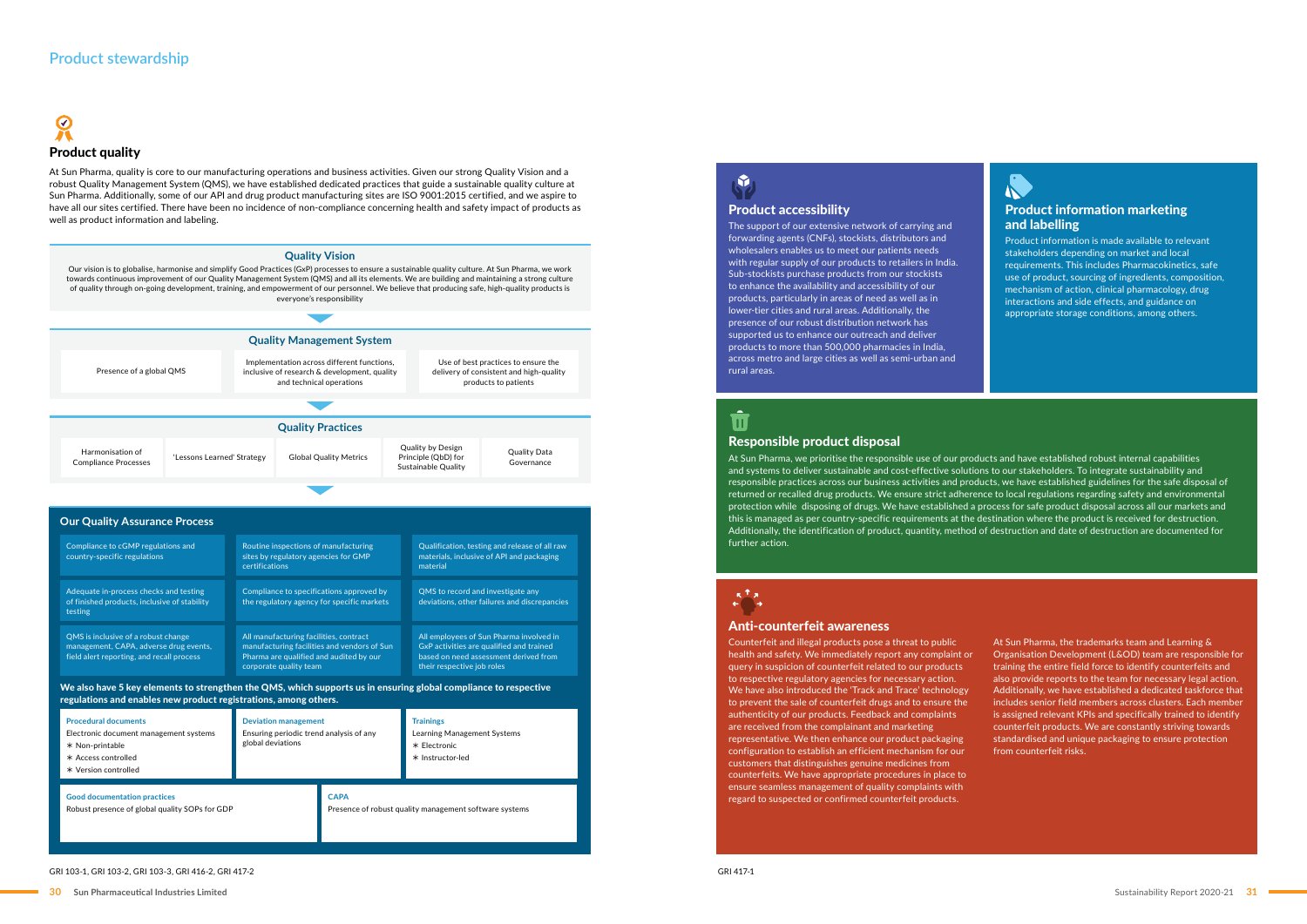# Product stewardship

## Product quality

At Sun Pharma, quality is core to our manufacturing operations and business activities. Given our strong Quality Vision and a robust Quality Management System (QMS), we have established dedicated practices that guide a sustainable quality culture at Sun Pharma. Additionally, some of our API and drug product manufacturing sites are ISO 9001:2015 certified, and we aspire to have all our sites certified. There have been no incidence of non-compliance concerning health and safety impact of products as well as product information and labeling.

### Quality Vision

Our vision is to globalise, harmonise and simplify Good Practices (GxP) processes to ensure a sustainable quality culture. At Sun Pharma, we work towards continuous improvement of our Quality Management System (QMS) and all its elements. We are building and maintaining a strong culture of quality through on-going development, training, and empowerment of our personnel. We believe that producing safe, high-quality products is everyone's responsibility

### Quality Management System

- Presence of a global QMS
- Implementation across different functions, inclusive of research & development, quality and technical operations
- Use of best practices to ensure the delivery of consistent and high-quality products to patients

### Quality Practices

- Harmonisation of Compliance Processes
- 'Lessons Learned' Strategy
- Global Quality Metrics
- Quality by Design Principle (QbD) for Sustainable Quality
- Quality Data Governance

### Our Quality Assurance Process

- Compliance to cGMP regulations and country-specific regulations
- Routine inspections of manufacturing sites by regulatory agencies for GMP certifications
- Qualification, testing and release of all raw materials, inclusive of API and packaging material
- Adequate in-process checks and testing of finished products, inclusive of stability testing
- Compliance to specifications approved by the regulatory agency for specific markets
- QMS to record and investigate any deviations, other failures and discrepancies
- QMS is inclusive of a robust change management, CAPA, adverse drug events, field alert reporting, and recall process
- All manufacturing facilities, contract manufacturing facilities and vendors of Sun Pharma are qualified and audited by our corporate quality team
- All employees of Sun Pharma involved in GxP activities are qualified and trained based on need assessment derived from their respective job roles

**We also have 5 key elements to strengthen the QMS, which supports us in ensuring global compliance to respective regulations and enables new product registrations, among others.**

**Procedural documents**
Electronic document management systems
* Non-printable
* Access controlled
* Version controlled

**Deviation management**
Ensuring periodic trend analysis of any global deviations

**Trainings**
Learning Management Systems
* Electronic
* Instructor-led

**Good documentation practices**
Robust presence of global quality SOPs for GDP

**CAPA**
Presence of robust quality management software systems

GRI 103-1, GRI 103-2, GRI 103-3, GRI 416-2, GRI 417-2

## Product accessibility

The support of our extensive network of carrying and forwarding agents (CNFs), stockists, distributors and wholesalers enables us to meet our patients needs with regular supply of our products to retailers in India. Sub-stockists purchase products from our stockists to enhance the availability and accessibility of our products, particularly in areas of need as well as in lower-tier cities and rural areas. Additionally, the presence of our robust distribution network has supported us to enhance our outreach and deliver products to more than 500,000 pharmacies in India, across metro and large cities as well as semi-urban and rural areas.

## Product information marketing and labelling

Product information is made available to relevant stakeholders depending on market and local requirements. This includes Pharmacokinetics, safe use of product, sourcing of ingredients, composition, mechanism of action, clinical pharmacology, drug interactions and side effects, and guidance on appropriate storage conditions, among others.

## Responsible product disposal

At Sun Pharma, we prioritise the responsible use of our products and have established robust internal capabilities and systems to deliver sustainable and cost-effective solutions to our stakeholders. To integrate sustainability and responsible practices across our business activities and products, we have established guidelines for the safe disposal of returned or recalled drug products. We ensure strict adherence to local regulations regarding safety and environmental protection while disposing of drugs. We have established a process for safe product disposal across all our markets and this is managed as per country-specific requirements at the destination where the product is received for destruction. Additionally, the identification of product, quantity, method of destruction and date of destruction are documented for further action.

## Anti-counterfeit awareness

Counterfeit and illegal products pose a threat to public health and safety. We immediately report any complaint or query in suspicion of counterfeit related to our products to respective regulatory agencies for necessary action. We have also introduced the 'Track and Trace' technology to prevent the sale of counterfeit drugs and to ensure the authenticity of our products. Feedback and complaints are received from the complainant and marketing representative. We then enhance our product packaging configuration to establish an efficient mechanism for our customers that distinguishes genuine medicines from counterfeits. We have appropriate procedures in place to ensure seamless management of quality complaints with regard to suspected or confirmed counterfeit products.

At Sun Pharma, the trademarks team and Learning & Organisation Development (L&OD) team are responsible for training the entire field force to identify counterfeits and also provide reports to the team for necessary legal action. Additionally, we have established a dedicated taskforce that includes senior field members across clusters. Each member is assigned relevant KPIs and specifically trained to identify counterfeit products. We are constantly striving towards standardised and unique packaging to ensure protection from counterfeit risks.

GRI 417-1